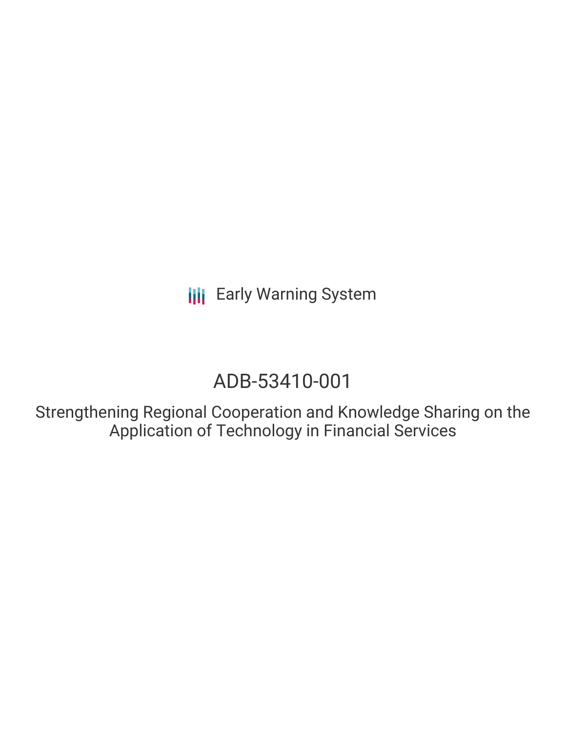Early Warning System

# ADB-53410-001

## Strengthening Regional Cooperation and Knowledge Sharing on the Application of Technology in Financial Services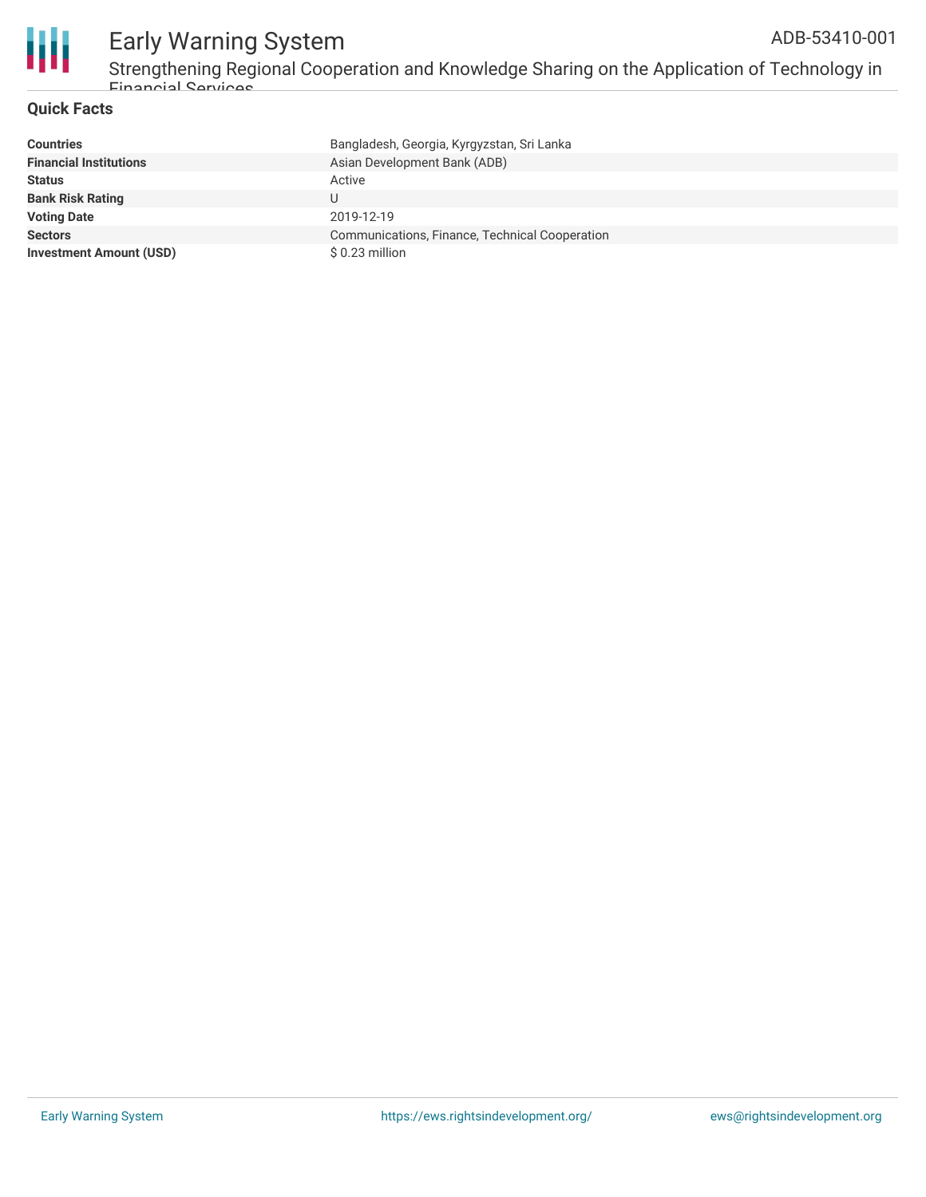## Quick Facts

| | |
|---|---|
| **Countries** | Bangladesh, Georgia, Kyrgyzstan, Sri Lanka |
| **Financial Institutions** | Asian Development Bank (ADB) |
| **Status** | Active |
| **Bank Risk Rating** | U |
| **Voting Date** | 2019-12-19 |
| **Sectors** | Communications, Finance, Technical Cooperation |
| **Investment Amount (USD)** | $ 0.23 million |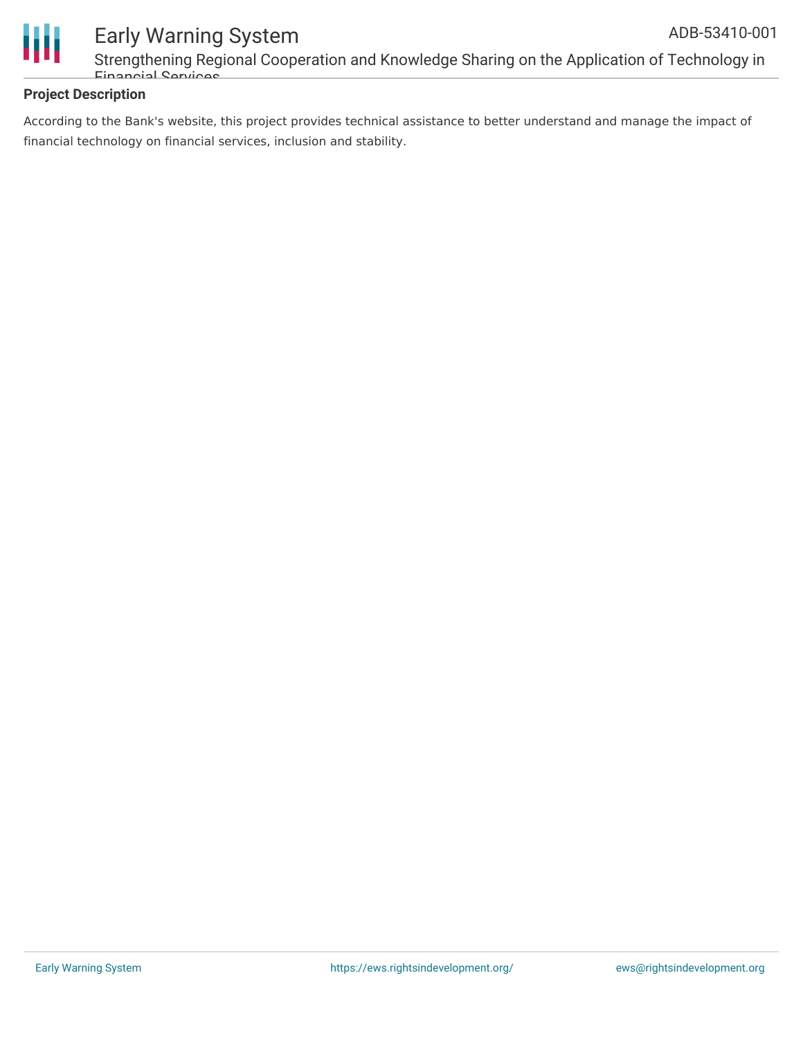## Project Description

According to the Bank's website, this project provides technical assistance to better understand and manage the impact of financial technology on financial services, inclusion and stability.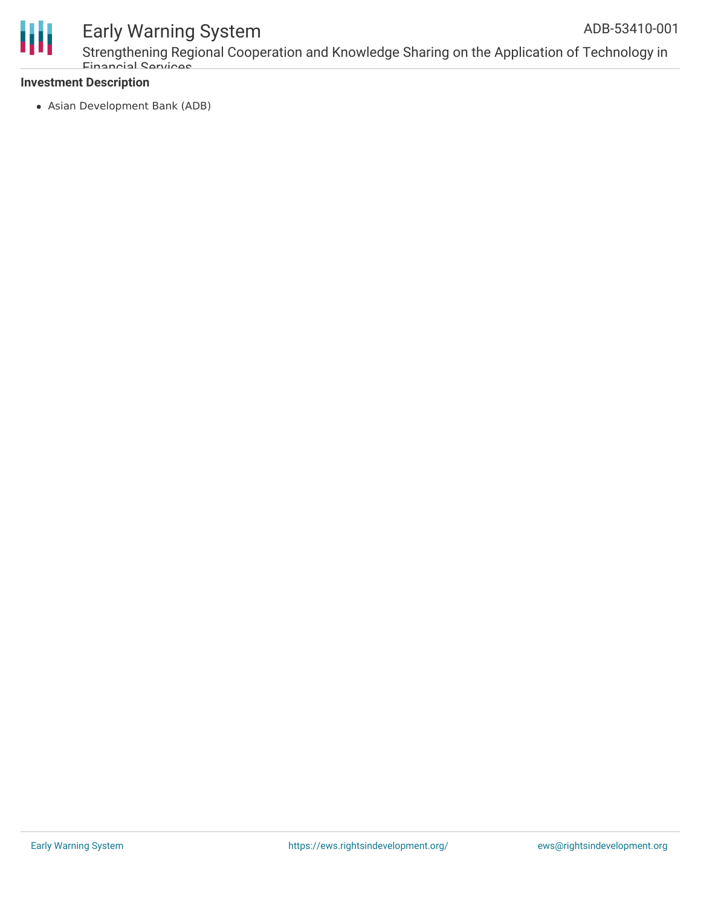**Investment Description**

- Asian Development Bank (ADB)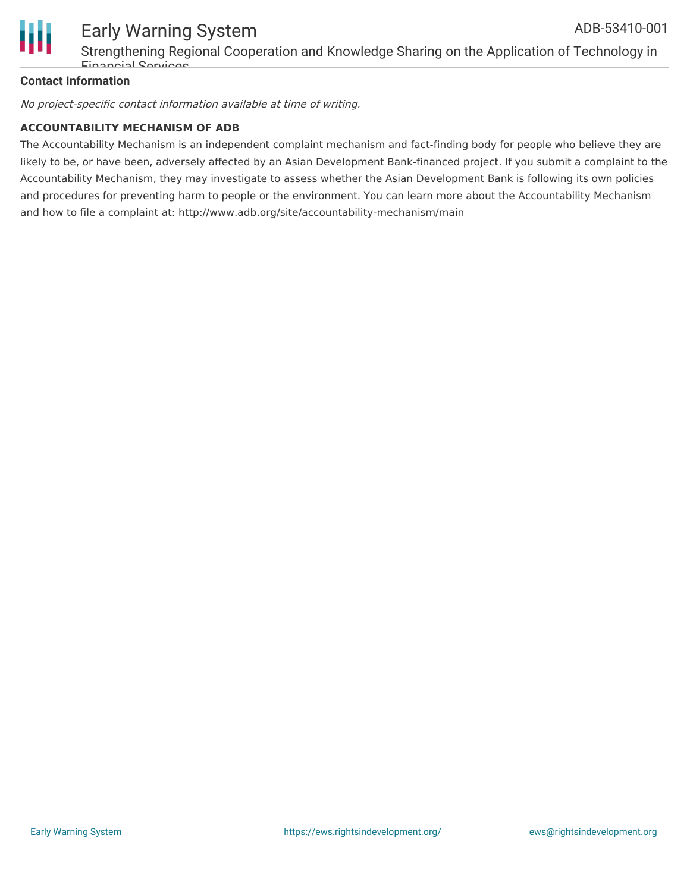**Contact Information**

*No project-specific contact information available at time of writing.*

**ACCOUNTABILITY MECHANISM OF ADB**

The Accountability Mechanism is an independent complaint mechanism and fact-finding body for people who believe they are likely to be, or have been, adversely affected by an Asian Development Bank-financed project. If you submit a complaint to the Accountability Mechanism, they may investigate to assess whether the Asian Development Bank is following its own policies and procedures for preventing harm to people or the environment. You can learn more about the Accountability Mechanism and how to file a complaint at: http://www.adb.org/site/accountability-mechanism/main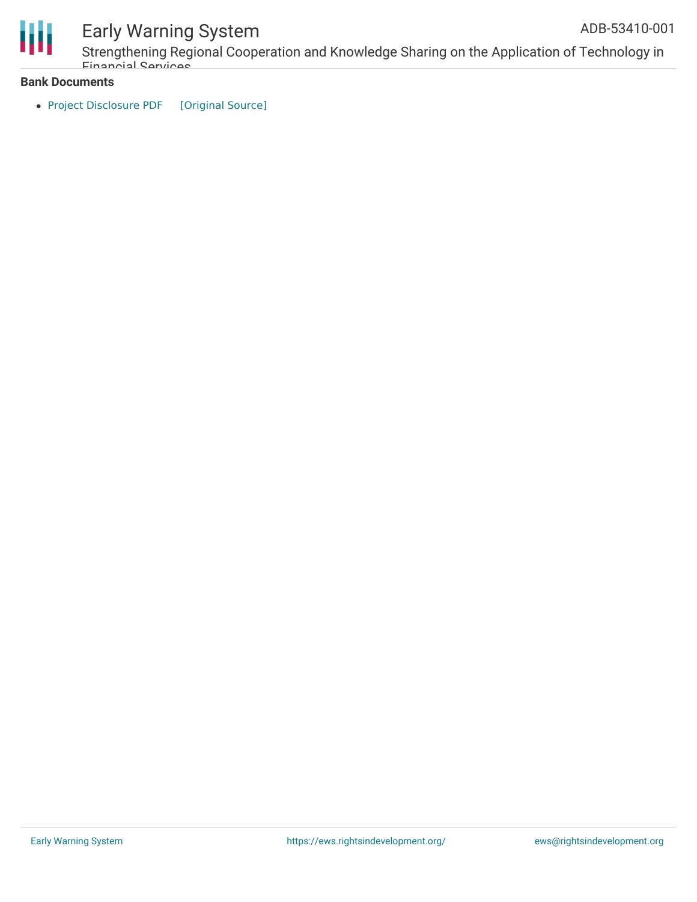**Bank Documents**

- Project Disclosure PDF [Original Source]